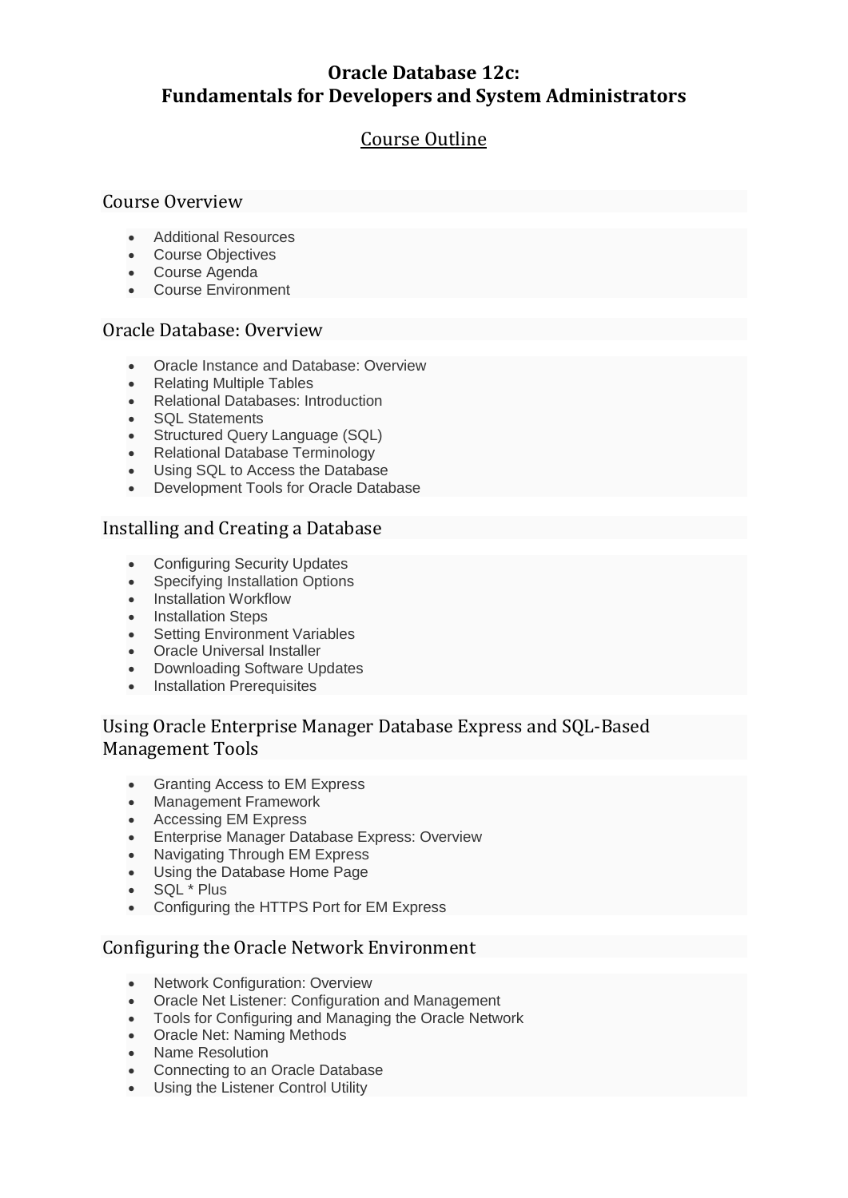# Oracle Database 12c: Fundamentals for Developers and System Administrators

## Course Outline

### Course Overview

- Additional Resources
- Course Objectives
- Course Agenda
- Course Environment

### Oracle Database: Overview

- Oracle Instance and Database: Overview
- Relating Multiple Tables
- Relational Databases: Introduction
- SQL Statements
- Structured Query Language (SQL)
- Relational Database Terminology
- Using SQL to Access the Database
- Development Tools for Oracle Database

### Installing and Creating a Database

- Configuring Security Updates
- Specifying Installation Options
- Installation Workflow
- Installation Steps
- Setting Environment Variables
- Oracle Universal Installer
- Downloading Software Updates
- Installation Prerequisites

### Using Oracle Enterprise Manager Database Express and SQL-Based Management Tools

- Granting Access to EM Express
- Management Framework
- Accessing EM Express
- Enterprise Manager Database Express: Overview
- Navigating Through EM Express
- Using the Database Home Page
- SQL * Plus
- Configuring the HTTPS Port for EM Express

### Configuring the Oracle Network Environment

- Network Configuration: Overview
- Oracle Net Listener: Configuration and Management
- Tools for Configuring and Managing the Oracle Network
- Oracle Net: Naming Methods
- Name Resolution
- Connecting to an Oracle Database
- Using the Listener Control Utility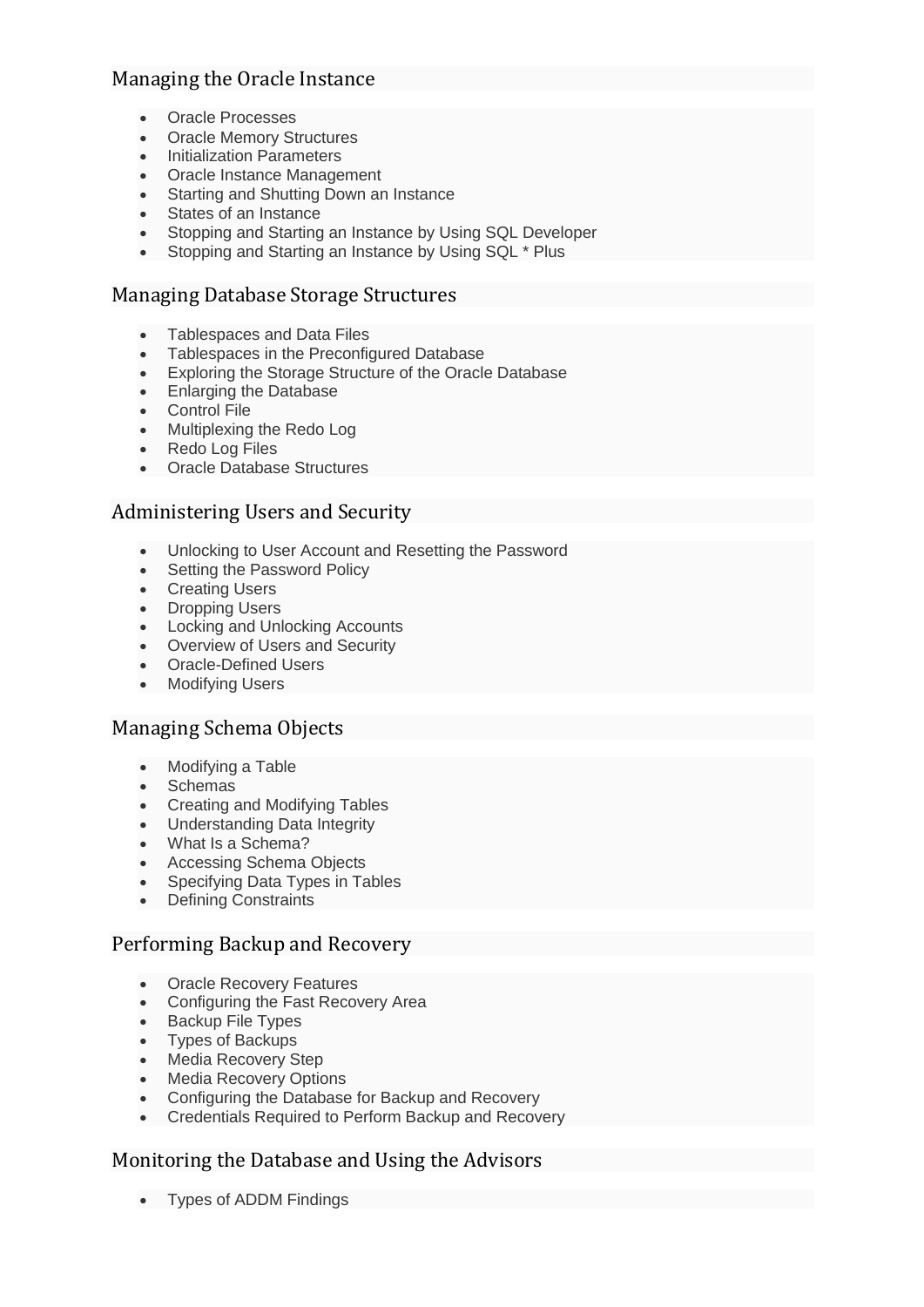## Managing the Oracle Instance

- Oracle Processes
- Oracle Memory Structures
- Initialization Parameters
- Oracle Instance Management
- Starting and Shutting Down an Instance
- States of an Instance
- Stopping and Starting an Instance by Using SQL Developer
- Stopping and Starting an Instance by Using SQL * Plus

## Managing Database Storage Structures

- Tablespaces and Data Files
- Tablespaces in the Preconfigured Database
- Exploring the Storage Structure of the Oracle Database
- Enlarging the Database
- Control File
- Multiplexing the Redo Log
- Redo Log Files
- Oracle Database Structures

## Administering Users and Security

- Unlocking to User Account and Resetting the Password
- Setting the Password Policy
- Creating Users
- Dropping Users
- Locking and Unlocking Accounts
- Overview of Users and Security
- Oracle-Defined Users
- Modifying Users

## Managing Schema Objects

- Modifying a Table
- Schemas
- Creating and Modifying Tables
- Understanding Data Integrity
- What Is a Schema?
- Accessing Schema Objects
- Specifying Data Types in Tables
- Defining Constraints

## Performing Backup and Recovery

- Oracle Recovery Features
- Configuring the Fast Recovery Area
- Backup File Types
- Types of Backups
- Media Recovery Step
- Media Recovery Options
- Configuring the Database for Backup and Recovery
- Credentials Required to Perform Backup and Recovery

## Monitoring the Database and Using the Advisors

- Types of ADDM Findings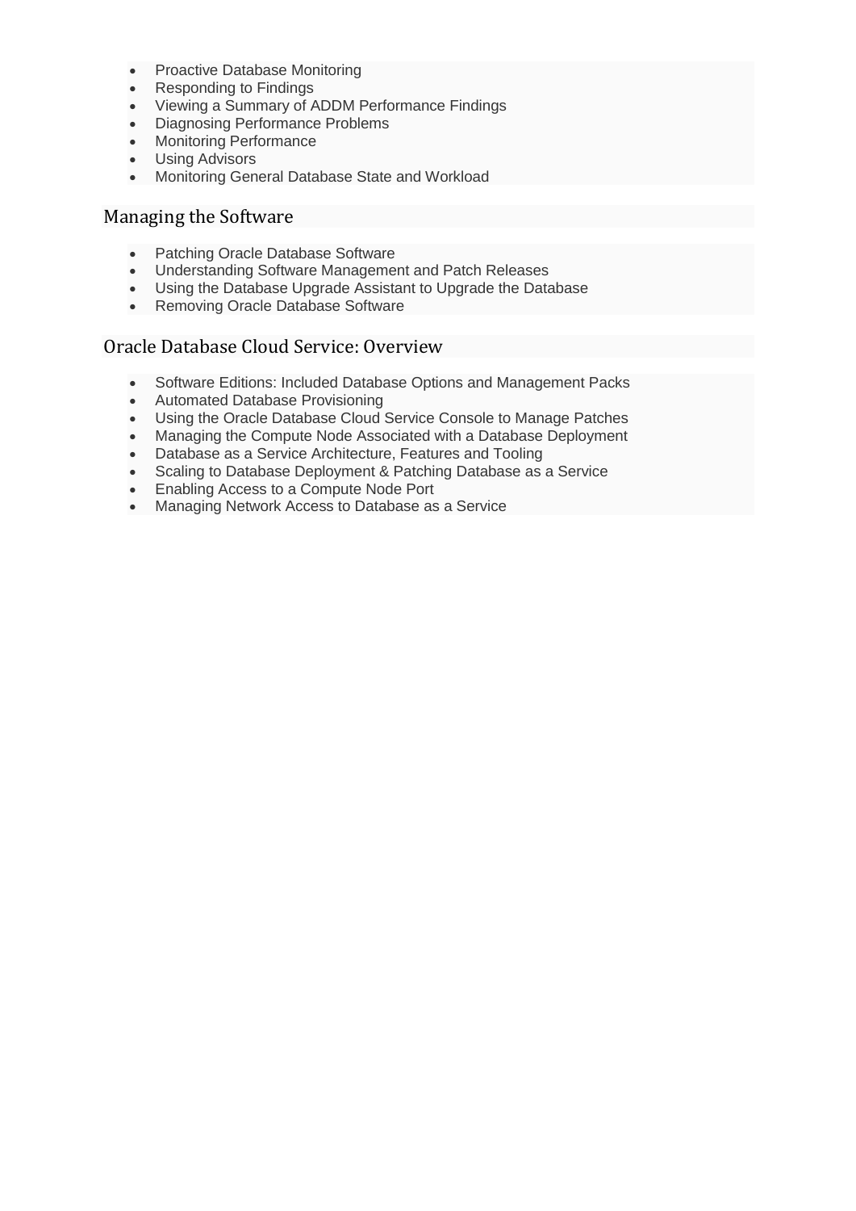- Proactive Database Monitoring
- Responding to Findings
- Viewing a Summary of ADDM Performance Findings
- Diagnosing Performance Problems
- Monitoring Performance
- Using Advisors
- Monitoring General Database State and Workload

## Managing the Software

- Patching Oracle Database Software
- Understanding Software Management and Patch Releases
- Using the Database Upgrade Assistant to Upgrade the Database
- Removing Oracle Database Software

## Oracle Database Cloud Service: Overview

- Software Editions: Included Database Options and Management Packs
- Automated Database Provisioning
- Using the Oracle Database Cloud Service Console to Manage Patches
- Managing the Compute Node Associated with a Database Deployment
- Database as a Service Architecture, Features and Tooling
- Scaling to Database Deployment & Patching Database as a Service
- Enabling Access to a Compute Node Port
- Managing Network Access to Database as a Service